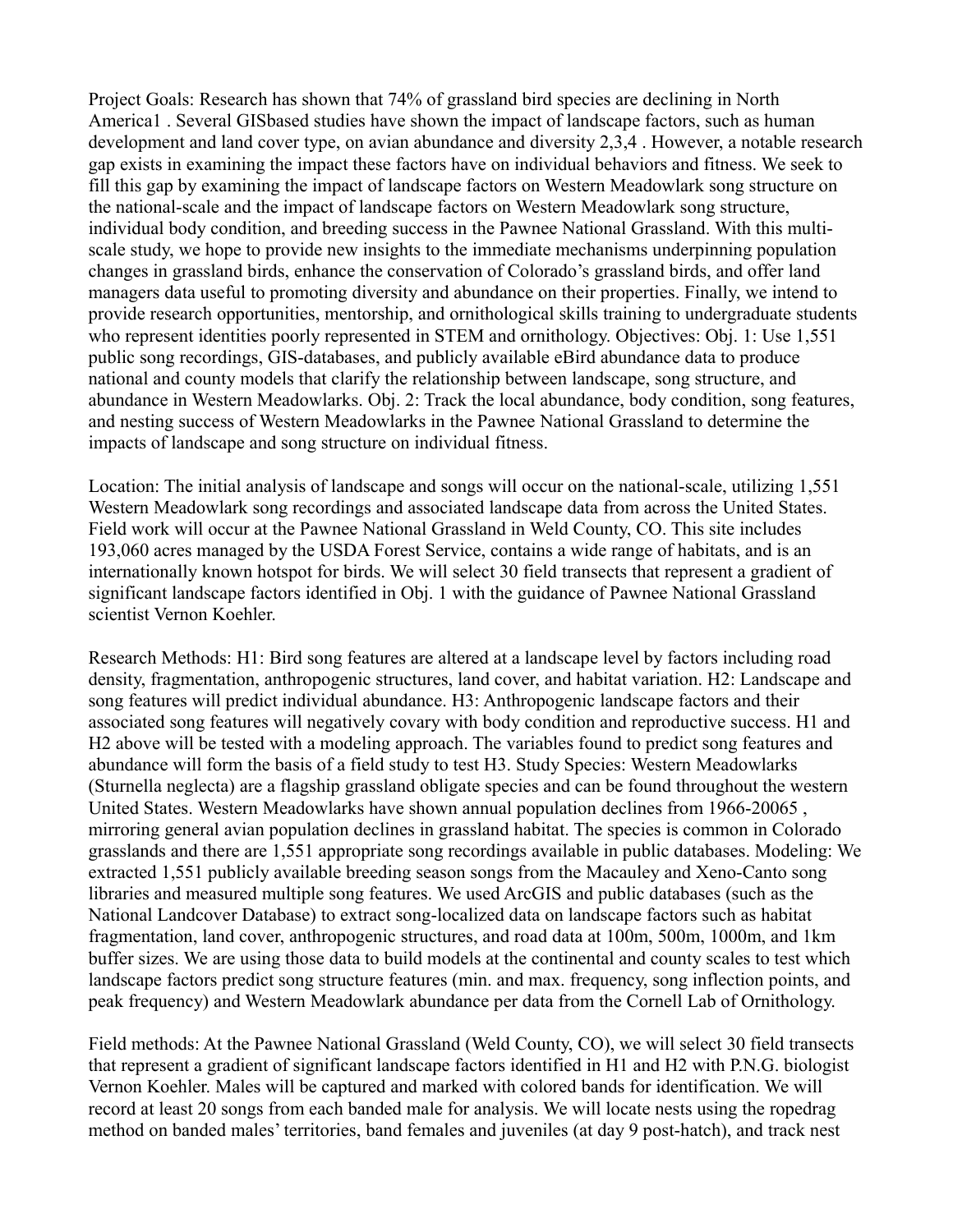Project Goals: Research has shown that 74% of grassland bird species are declining in North America[1] . Several GISbased studies have shown the impact of landscape factors, such as human development and land cover type, on avian abundance and diversity [2,3,4] . However, a notable research gap exists in examining the impact these factors have on individual behaviors and fitness. We seek to fill this gap by examining the impact of landscape factors on Western Meadowlark song structure on the national-scale and the impact of landscape factors on Western Meadowlark song structure, individual body condition, and breeding success in the Pawnee National Grassland. With this multi-scale study, we hope to provide new insights to the immediate mechanisms underpinning population changes in grassland birds, enhance the conservation of Colorado's grassland birds, and offer land managers data useful to promoting diversity and abundance on their properties. Finally, we intend to provide research opportunities, mentorship, and ornithological skills training to undergraduate students who represent identities poorly represented in STEM and ornithology. Objectives: Obj. 1: Use 1,551 public song recordings, GIS-databases, and publicly available eBird abundance data to produce national and county models that clarify the relationship between landscape, song structure, and abundance in Western Meadowlarks. Obj. 2: Track the local abundance, body condition, song features, and nesting success of Western Meadowlarks in the Pawnee National Grassland to determine the impacts of landscape and song structure on individual fitness.

Location: The initial analysis of landscape and songs will occur on the national-scale, utilizing 1,551 Western Meadowlark song recordings and associated landscape data from across the United States. Field work will occur at the Pawnee National Grassland in Weld County, CO. This site includes 193,060 acres managed by the USDA Forest Service, contains a wide range of habitats, and is an internationally known hotspot for birds. We will select 30 field transects that represent a gradient of significant landscape factors identified in Obj. 1 with the guidance of Pawnee National Grassland scientist Vernon Koehler.

Research Methods: H1: Bird song features are altered at a landscape level by factors including road density, fragmentation, anthropogenic structures, land cover, and habitat variation. H2: Landscape and song features will predict individual abundance. H3: Anthropogenic landscape factors and their associated song features will negatively covary with body condition and reproductive success. H1 and H2 above will be tested with a modeling approach. The variables found to predict song features and abundance will form the basis of a field study to test H3. Study Species: Western Meadowlarks (*Sturnella neglecta*) are a flagship grassland obligate species and can be found throughout the western United States. Western Meadowlarks have shown annual population declines from 1966-2006[5] , mirroring general avian population declines in grassland habitat. The species is common in Colorado grasslands and there are 1,551 appropriate song recordings available in public databases. Modeling: We extracted 1,551 publicly available breeding season songs from the Macauley and Xeno-Canto song libraries and measured multiple song features. We used ArcGIS and public databases (such as the National Landcover Database) to extract song-localized data on landscape factors such as habitat fragmentation, land cover, anthropogenic structures, and road data at 100m, 500m, 1000m, and 1km buffer sizes. We are using those data to build models at the continental and county scales to test which landscape factors predict song structure features (min. and max. frequency, song inflection points, and peak frequency) and Western Meadowlark abundance per data from the Cornell Lab of Ornithology.

Field methods: At the Pawnee National Grassland (Weld County, CO), we will select 30 field transects that represent a gradient of significant landscape factors identified in H1 and H2 with P.N.G. biologist Vernon Koehler. Males will be captured and marked with colored bands for identification. We will record at least 20 songs from each banded male for analysis. We will locate nests using the ropedrag method on banded males' territories, band females and juveniles (at day 9 post-hatch), and track nest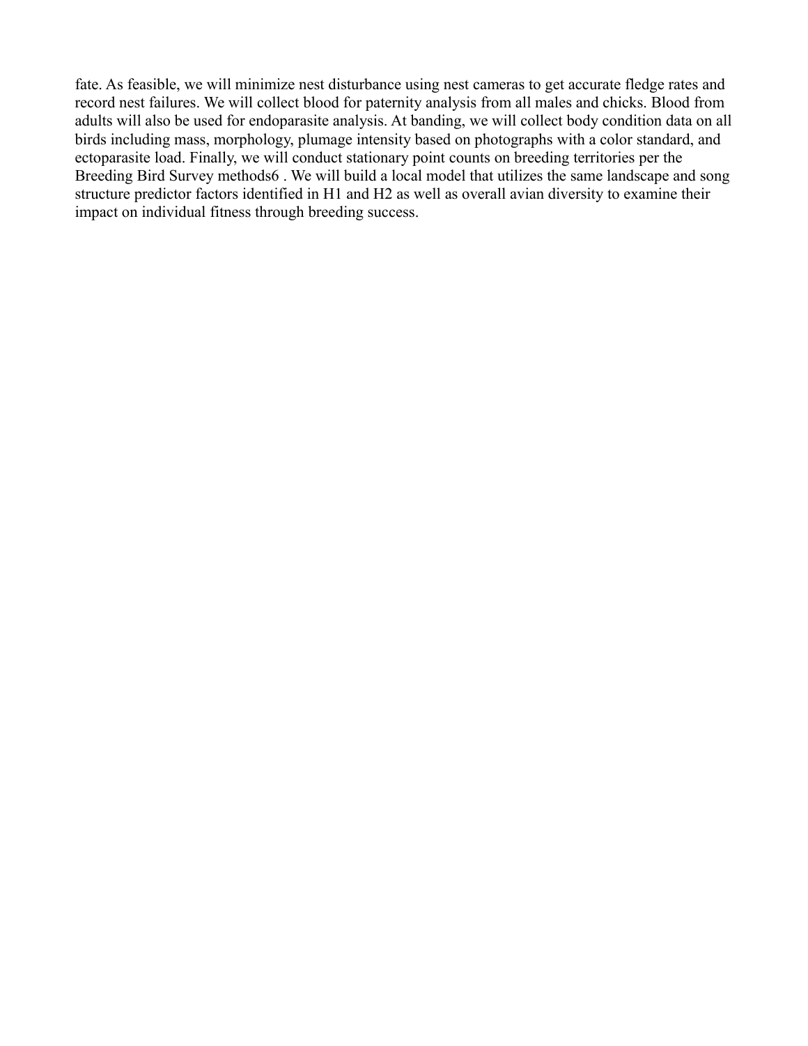fate. As feasible, we will minimize nest disturbance using nest cameras to get accurate fledge rates and record nest failures. We will collect blood for paternity analysis from all males and chicks. Blood from adults will also be used for endoparasite analysis. At banding, we will collect body condition data on all birds including mass, morphology, plumage intensity based on photographs with a color standard, and ectoparasite load. Finally, we will conduct stationary point counts on breeding territories per the Breeding Bird Survey methods[6] . We will build a local model that utilizes the same landscape and song structure predictor factors identified in H1 and H2 as well as overall avian diversity to examine their impact on individual fitness through breeding success.